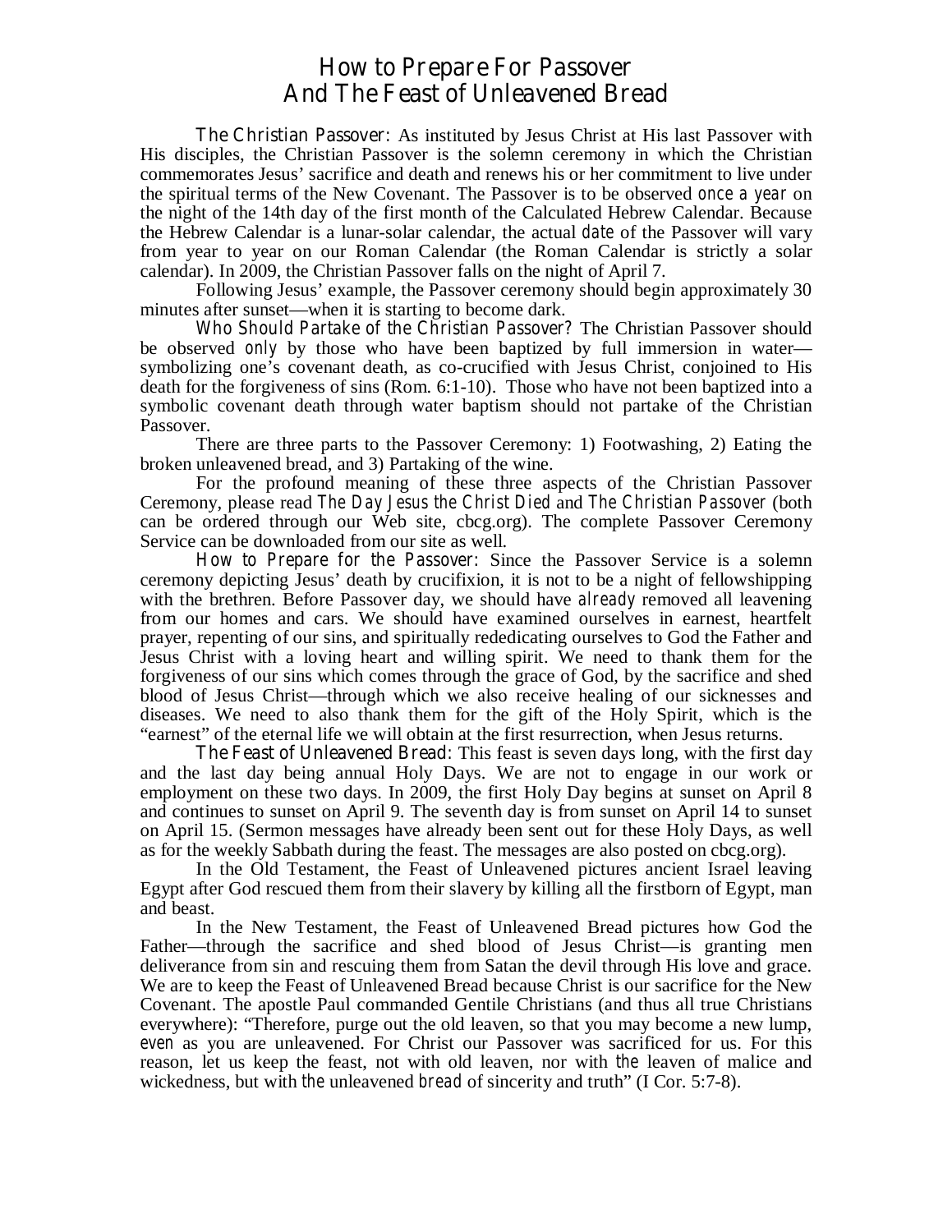# How to Prepare For Passover And The Feast of Unleavened Bread

*The Christian Passover*: As instituted by Jesus Christ at His last Passover with His disciples, the Christian Passover is the solemn ceremony in which the Christian commemorates Jesus' sacrifice and death and renews his or her commitment to live under the spiritual terms of the New Covenant. The Passover is to be observed *once a year* on the night of the 14th day of the first month of the Calculated Hebrew Calendar. Because the Hebrew Calendar is a lunar-solar calendar, the actual *date* of the Passover will vary from year to year on our Roman Calendar (the Roman Calendar is strictly a solar calendar). In 2009, the Christian Passover falls on the night of April 7.

Following Jesus' example, the Passover ceremony should begin approximately 30 minutes after sunset—when it is starting to become dark.

*Who Should Partake of the Christian Passover?* The Christian Passover should be observed *only* by those who have been baptized by full immersion in water—symbolizing one's covenant death, as co-crucified with Jesus Christ, conjoined to His death for the forgiveness of sins (Rom. 6:1-10). Those who have not been baptized into a symbolic covenant death through water baptism should not partake of the Christian Passover.

There are three parts to the Passover Ceremony: 1) Footwashing, 2) Eating the broken unleavened bread, and 3) Partaking of the wine.

For the profound meaning of these three aspects of the Christian Passover Ceremony, please read *The Day Jesus the Christ Died* and *The Christian Passover* (both can be ordered through our Web site, cbcg.org). The complete Passover Ceremony Service can be downloaded from our site as well.

*How to Prepare for the Passover*: Since the Passover Service is a solemn ceremony depicting Jesus' death by crucifixion, it is not to be a night of fellowshipping with the brethren. Before Passover day, we should have *already* removed all leavening from our homes and cars. We should have examined ourselves in earnest, heartfelt prayer, repenting of our sins, and spiritually rededicating ourselves to God the Father and Jesus Christ with a loving heart and willing spirit. We need to thank them for the forgiveness of our sins which comes through the grace of God, by the sacrifice and shed blood of Jesus Christ—through which we also receive healing of our sicknesses and diseases. We need to also thank them for the gift of the Holy Spirit, which is the "earnest" of the eternal life we will obtain at the first resurrection, when Jesus returns.

*The Feast of Unleavened Bread*: This feast is seven days long, with the first day and the last day being annual Holy Days. We are not to engage in our work or employment on these two days. In 2009, the first Holy Day begins at sunset on April 8 and continues to sunset on April 9. The seventh day is from sunset on April 14 to sunset on April 15. (Sermon messages have already been sent out for these Holy Days, as well as for the weekly Sabbath during the feast. The messages are also posted on cbcg.org).

In the Old Testament, the Feast of Unleavened pictures ancient Israel leaving Egypt after God rescued them from their slavery by killing all the firstborn of Egypt, man and beast.

In the New Testament, the Feast of Unleavened Bread pictures how God the Father—through the sacrifice and shed blood of Jesus Christ—is granting men deliverance from sin and rescuing them from Satan the devil through His love and grace. We are to keep the Feast of Unleavened Bread because Christ is our sacrifice for the New Covenant. The apostle Paul commanded Gentile Christians (and thus all true Christians everywhere): "Therefore, purge out the old leaven, so that you may become a new lump, *even* as you are unleavened. For Christ our Passover was sacrificed for us. For this reason, let us keep the feast, not with old leaven, nor with *the* leaven of malice and wickedness, but with *the* unleavened *bread* of sincerity and truth" (I Cor. 5:7-8).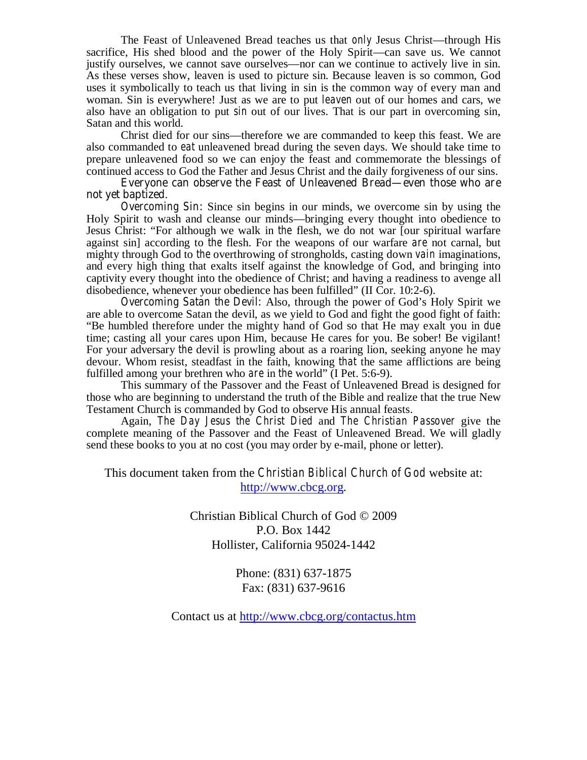The Feast of Unleavened Bread teaches us that *only* Jesus Christ—through His sacrifice, His shed blood and the power of the Holy Spirit—can save us. We cannot justify ourselves, we cannot save ourselves—nor can we continue to actively live in sin. As these verses show, leaven is used to picture sin. Because leaven is so common, God uses it symbolically to teach us that living in sin is the common way of every man and woman. Sin is everywhere! Just as we are to put *leaven* out of our homes and cars, we also have an obligation to put *sin* out of our lives. That is our part in overcoming sin, Satan and this world.

Christ died for our sins—therefore we are commanded to keep this feast. We are also commanded to *eat* unleavened bread during the seven days. We should take time to prepare unleavened food so we can enjoy the feast and commemorate the blessings of continued access to God the Father and Jesus Christ and the daily forgiveness of our sins.

*Everyone can observe the Feast of Unleavened Bread—even those who are not yet baptized.*

*Overcoming Sin:* Since sin begins in our minds, we overcome sin by using the Holy Spirit to wash and cleanse our minds—bringing every thought into obedience to Jesus Christ: "For although we walk in *the* flesh, we do not war [our spiritual warfare against sin] according to *the* flesh. For the weapons of our warfare *are* not carnal, but mighty through God to *the* overthrowing of strongholds, casting down *vain* imaginations, and every high thing that exalts itself against the knowledge of God, and bringing into captivity every thought into the obedience of Christ; and having a readiness to avenge all disobedience, whenever your obedience has been fulfilled" (II Cor. 10:2-6).

*Overcoming Satan the Devil:* Also, through the power of God's Holy Spirit we are able to overcome Satan the devil, as we yield to God and fight the good fight of faith: "Be humbled therefore under the mighty hand of God so that He may exalt you in *due* time; casting all your cares upon Him, because He cares for you. Be sober! Be vigilant! For your adversary *the* devil is prowling about as a roaring lion, seeking anyone he may devour. Whom resist, steadfast in the faith, knowing *that* the same afflictions are being fulfilled among your brethren who *are* in *the* world" (I Pet. 5:6-9).

This summary of the Passover and the Feast of Unleavened Bread is designed for those who are beginning to understand the truth of the Bible and realize that the true New Testament Church is commanded by God to observe His annual feasts.

Again, *The Day Jesus the Christ Died* and *The Christian Passover* give the complete meaning of the Passover and the Feast of Unleavened Bread. We will gladly send these books to you at no cost (you may order by e-mail, phone or letter).

This document taken from the *Christian Biblical Church of God* website at: http://www.cbcg.org.

Christian Biblical Church of God © 2009
P.O. Box 1442
Hollister, California 95024-1442

Phone: (831) 637-1875
Fax: (831) 637-9616

Contact us at http://www.cbcg.org/contactus.htm